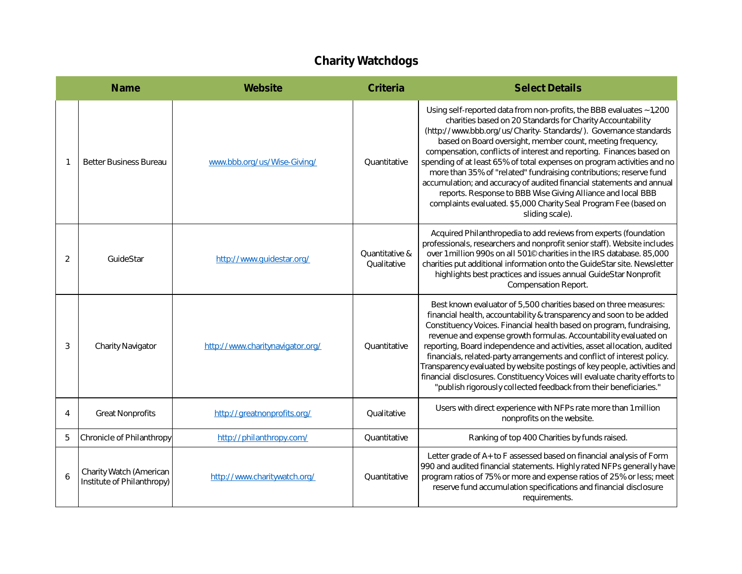# Charity Watchdogs

| | Name | Website | Criteria | Select Details |
|---|---|---|---|---|
| 1 | Better Business Bureau | www.bbb.org/us/Wise-Giving/ | Quantitative | Using self-reported data from non-profits, the BBB evaluates ~1,200 charities based on 20 Standards for Charity Accountability (http://www.bbb.org/us/Charity-Standards/). Governance standards based on Board oversight, member count, meeting frequency, compensation, conflicts of interest and reporting. Finances based on spending of at least 65% of total expenses on program activities and no more than 35% of "related" fundraising contributions; reserve fund accumulation; and accuracy of audited financial statements and annual reports. Response to BBB Wise Giving Alliance and local BBB complaints evaluated. $5,000 Charity Seal Program Fee (based on sliding scale). |
| 2 | GuideStar | http://www.guidestar.org/ | Quantitative & Qualitative | Acquired Philanthropedia to add reviews from experts (foundation professionals, researchers and nonprofit senior staff). Website includes over 1 million 990s on all 501© charities in the IRS database. 85,000 charities put additional information onto the GuideStar site. Newsletter highlights best practices and issues annual GuideStar Nonprofit Compensation Report. |
| 3 | Charity Navigator | http://www.charitynavigator.org/ | Quantitative | Best known evaluator of 5,500 charities based on three measures: financial health, accountability & transparency and soon to be added Constituency Voices. Financial health based on program, fundraising, revenue and expense growth formulas. Accountability evaluated on reporting, Board independence and activities, asset allocation, audited financials, related-party arrangements and conflict of interest policy. Transparency evaluated by website postings of key people, activities and financial disclosures. Constituency Voices will evaluate charity efforts to "publish rigorously collected feedback from their beneficiaries." |
| 4 | Great Nonprofits | http://greatnonprofits.org/ | Qualitative | Users with direct experience with NFPs rate more than 1 million nonprofits on the website. |
| 5 | Chronicle of Philanthropy | http://philanthropy.com/ | Quantitative | Ranking of top 400 Charities by funds raised. |
| 6 | Charity Watch (American Institute of Philanthropy) | http://www.charitywatch.org/ | Quantitative | Letter grade of A+ to F assessed based on financial analysis of Form 990 and audited financial statements. Highly rated NFPs generally have program ratios of 75% or more and expense ratios of 25% or less; meet reserve fund accumulation specifications and financial disclosure requirements. |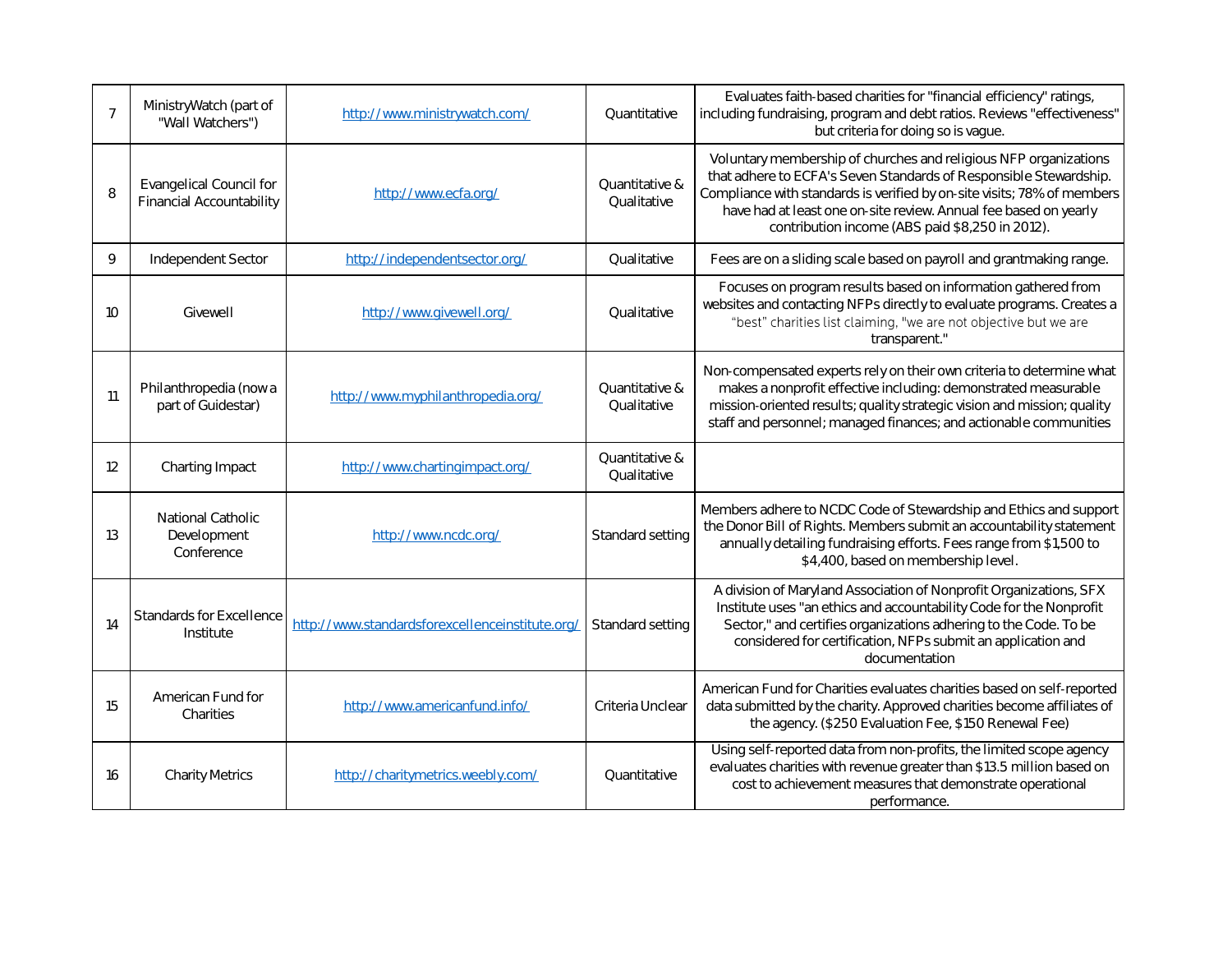| | | | | |
|---|---|---|---|---|
| 7 | MinistryWatch (part of "Wall Watchers") | http://www.ministrywatch.com/ | Quantitative | Evaluates faith-based charities for "financial efficiency" ratings, including fundraising, program and debt ratios. Reviews "effectiveness" but criteria for doing so is vague. |
| 8 | Evangelical Council for Financial Accountability | http://www.ecfa.org/ | Quantitative & Qualitative | Voluntary membership of churches and religious NFP organizations that adhere to ECFA's Seven Standards of Responsible Stewardship. Compliance with standards is verified by on-site visits; 78% of members have had at least one on-site review. Annual fee based on yearly contribution income (ABS paid $8,250 in 2012). |
| 9 | Independent Sector | http://independentsector.org/ | Qualitative | Fees are on a sliding scale based on payroll and grantmaking range. |
| 10 | Givewell | http://www.givewell.org/ | Qualitative | Focuses on program results based on information gathered from websites and contacting NFPs directly to evaluate programs. Creates a "best" charities list claiming, "we are not objective but we are transparent." |
| 11 | Philanthropedia (now a part of Guidestar) | http://www.myphilanthropedia.org/ | Quantitative & Qualitative | Non-compensated experts rely on their own criteria to determine what makes a nonprofit effective including: demonstrated measurable mission-oriented results; quality strategic vision and mission; quality staff and personnel; managed finances; and actionable communities |
| 12 | Charting Impact | http://www.chartingimpact.org/ | Quantitative & Qualitative | |
| 13 | National Catholic Development Conference | http://www.ncdc.org/ | Standard setting | Members adhere to NCDC Code of Stewardship and Ethics and support the Donor Bill of Rights. Members submit an accountability statement annually detailing fundraising efforts. Fees range from $1,500 to $4,400, based on membership level. |
| 14 | Standards for Excellence Institute | http://www.standardsforexcellenceinstitute.org/ | Standard setting | A division of Maryland Association of Nonprofit Organizations, SFX Institute uses "an ethics and accountability Code for the Nonprofit Sector," and certifies organizations adhering to the Code. To be considered for certification, NFPs submit an application and documentation |
| 15 | American Fund for Charities | http://www.americanfund.info/ | Criteria Unclear | American Fund for Charities evaluates charities based on self-reported data submitted by the charity. Approved charities become affiliates of the agency. ($250 Evaluation Fee, $150 Renewal Fee) |
| 16 | Charity Metrics | http://charitymetrics.weebly.com/ | Quantitative | Using self-reported data from non-profits, the limited scope agency evaluates charities with revenue greater than $13.5 million based on cost to achievement measures that demonstrate operational performance. |